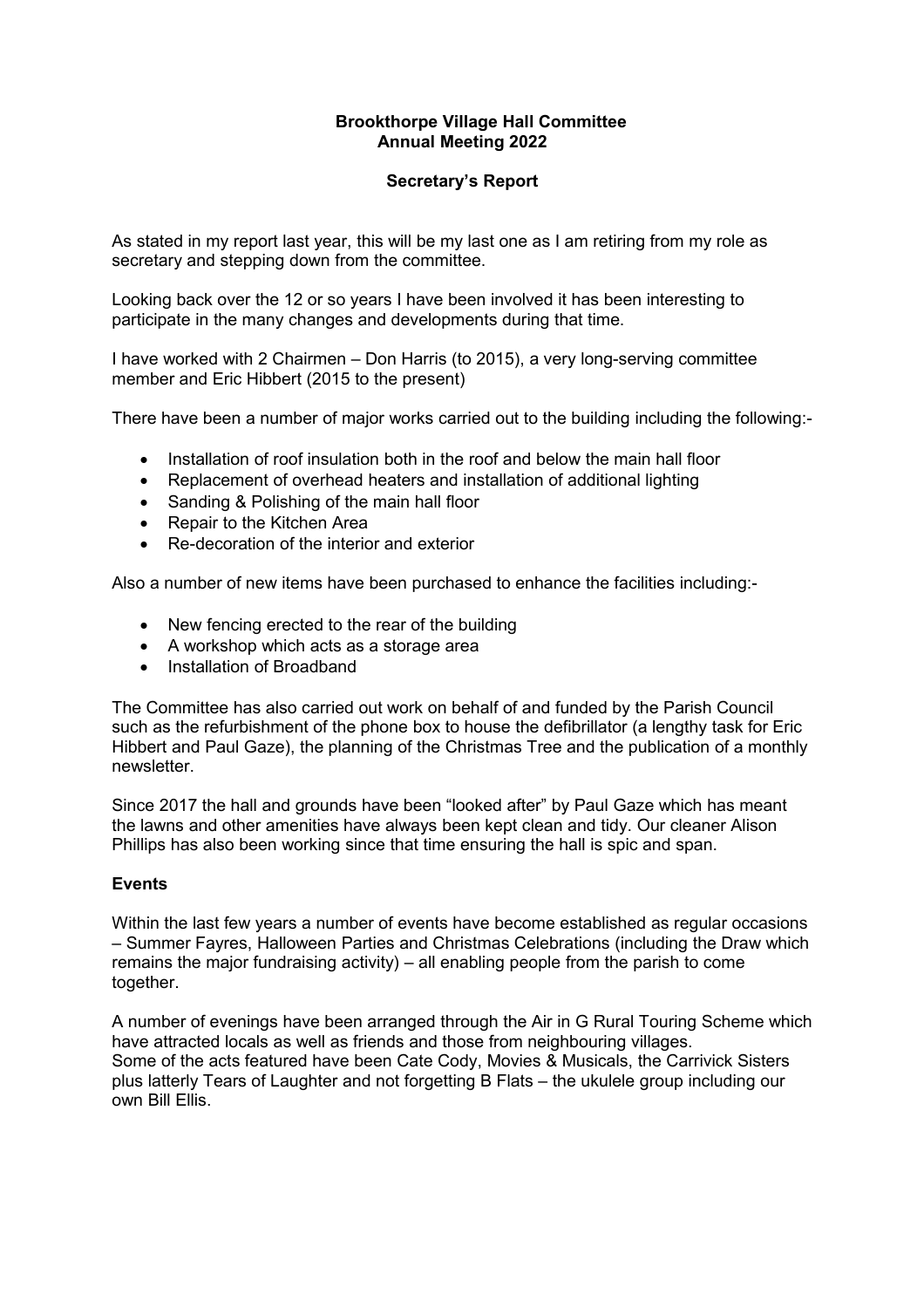**Brookthorpe Village Hall Committee**
**Annual Meeting 2022**

**Secretary's Report**

As stated in my report last year, this will be my last one as I am retiring from my role as secretary and stepping down from the committee.

Looking back over the 12 or so years I have been involved it has been interesting to participate in the many changes and developments during that time.

I have worked with 2 Chairmen – Don Harris (to 2015), a very long-serving committee member and Eric Hibbert (2015 to the present)

There have been a number of major works carried out to the building including the following:-

- Installation of roof insulation both in the roof and below the main hall floor
- Replacement of overhead heaters and installation of additional lighting
- Sanding & Polishing of the main hall floor
- Repair to the Kitchen Area
- Re-decoration of the interior and exterior

Also a number of new items have been purchased to enhance the facilities including:-

- New fencing erected to the rear of the building
- A workshop which acts as a storage area
- Installation of Broadband

The Committee has also carried out work on behalf of and funded by the Parish Council such as the refurbishment of the phone box to house the defibrillator (a lengthy task for Eric Hibbert and Paul Gaze), the planning of the Christmas Tree and the publication of a monthly newsletter.

Since 2017 the hall and grounds have been "looked after" by Paul Gaze which has meant the lawns and other amenities have always been kept clean and tidy. Our cleaner Alison Phillips has also been working since that time ensuring the hall is spic and span.

**Events**

Within the last few years a number of events have become established as regular occasions – Summer Fayres, Halloween Parties and Christmas Celebrations (including the Draw which remains the major fundraising activity) – all enabling people from the parish to come together.

A number of evenings have been arranged through the Air in G Rural Touring Scheme which have attracted locals as well as friends and those from neighbouring villages.
Some of the acts featured have been Cate Cody, Movies & Musicals, the Carrivick Sisters plus latterly Tears of Laughter and not forgetting B Flats – the ukulele group including our own Bill Ellis.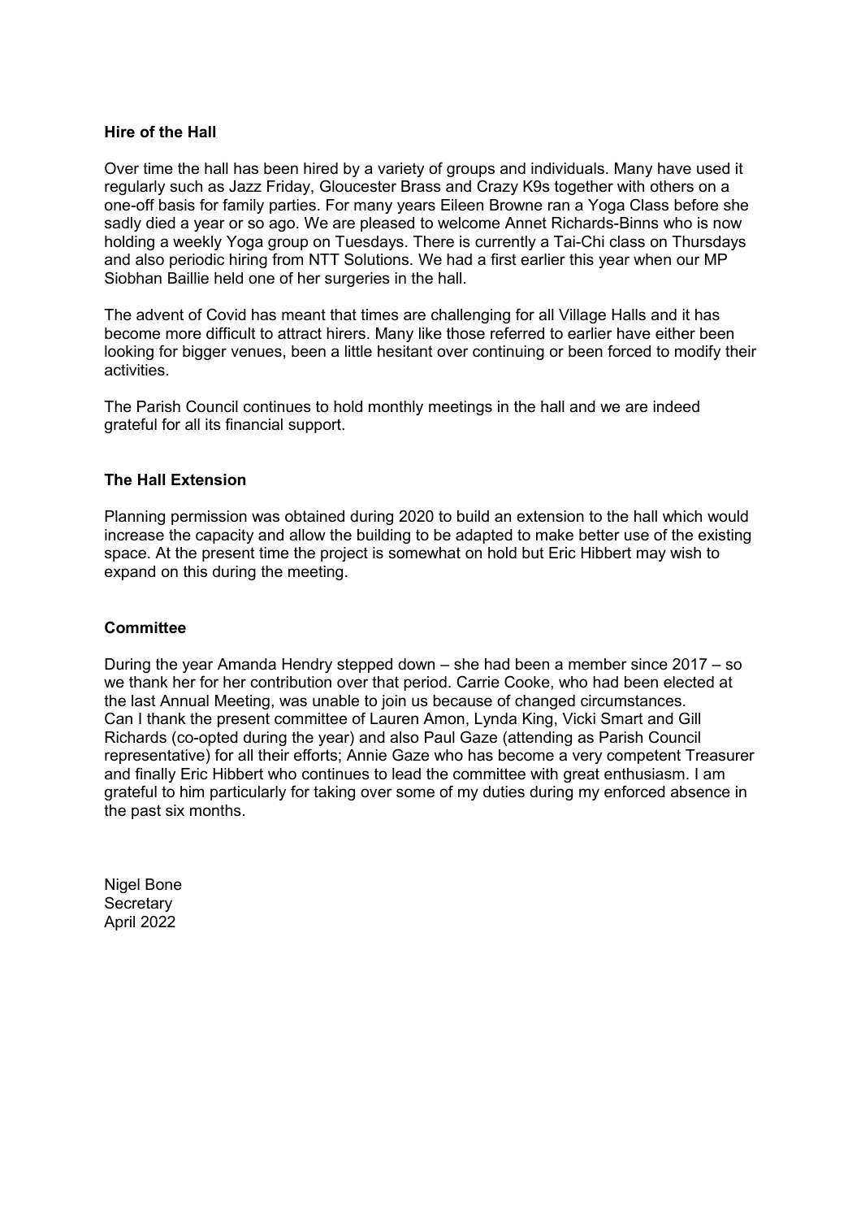**Hire of the Hall**

Over time the hall has been hired by a variety of groups and individuals. Many have used it regularly such as Jazz Friday, Gloucester Brass and Crazy K9s together with others on a one-off basis for family parties. For many years Eileen Browne ran a Yoga Class before she sadly died a year or so ago. We are pleased to welcome Annet Richards-Binns who is now holding a weekly Yoga group on Tuesdays. There is currently a Tai-Chi class on Thursdays and also periodic hiring from NTT Solutions. We had a first earlier this year when our MP Siobhan Baillie held one of her surgeries in the hall.

The advent of Covid has meant that times are challenging for all Village Halls and it has become more difficult to attract hirers. Many like those referred to earlier have either been looking for bigger venues, been a little hesitant over continuing or been forced to modify their activities.

The Parish Council continues to hold monthly meetings in the hall and we are indeed grateful for all its financial support.

**The Hall Extension**

Planning permission was obtained during 2020 to build an extension to the hall which would increase the capacity and allow the building to be adapted to make better use of the existing space. At the present time the project is somewhat on hold but Eric Hibbert may wish to expand on this during the meeting.

**Committee**

During the year Amanda Hendry stepped down – she had been a member since 2017 – so we thank her for her contribution over that period. Carrie Cooke, who had been elected at the last Annual Meeting, was unable to join us because of changed circumstances. Can I thank the present committee of Lauren Amon, Lynda King, Vicki Smart and Gill Richards (co-opted during the year) and also Paul Gaze (attending as Parish Council representative) for all their efforts; Annie Gaze who has become a very competent Treasurer and finally Eric Hibbert who continues to lead the committee with great enthusiasm. I am grateful to him particularly for taking over some of my duties during my enforced absence in the past six months.

Nigel Bone
Secretary
April 2022